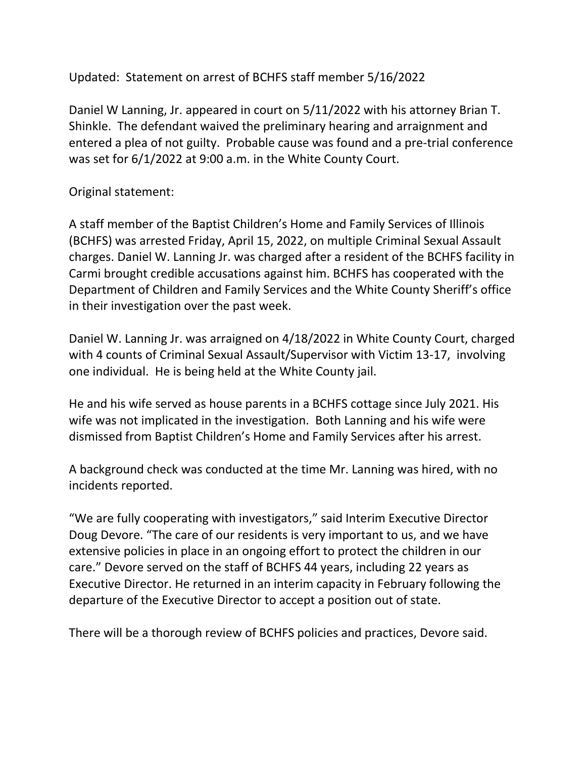Updated: Statement on arrest of BCHFS staff member 5/16/2022

Daniel W Lanning, Jr. appeared in court on 5/11/2022 with his attorney Brian T. Shinkle. The defendant waived the preliminary hearing and arraignment and entered a plea of not guilty. Probable cause was found and a pre-trial conference was set for 6/1/2022 at 9:00 a.m. in the White County Court.

Original statement:

A staff member of the Baptist Children's Home and Family Services of Illinois (BCHFS) was arrested Friday, April 15, 2022, on multiple Criminal Sexual Assault charges. Daniel W. Lanning Jr. was charged after a resident of the BCHFS facility in Carmi brought credible accusations against him. BCHFS has cooperated with the Department of Children and Family Services and the White County Sheriff's office in their investigation over the past week.

Daniel W. Lanning Jr. was arraigned on 4/18/2022 in White County Court, charged with 4 counts of Criminal Sexual Assault/Supervisor with Victim 13-17, involving one individual. He is being held at the White County jail.

He and his wife served as house parents in a BCHFS cottage since July 2021. His wife was not implicated in the investigation. Both Lanning and his wife were dismissed from Baptist Children's Home and Family Services after his arrest.

A background check was conducted at the time Mr. Lanning was hired, with no incidents reported.

"We are fully cooperating with investigators," said Interim Executive Director Doug Devore. "The care of our residents is very important to us, and we have extensive policies in place in an ongoing effort to protect the children in our care." Devore served on the staff of BCHFS 44 years, including 22 years as Executive Director. He returned in an interim capacity in February following the departure of the Executive Director to accept a position out of state.

There will be a thorough review of BCHFS policies and practices, Devore said.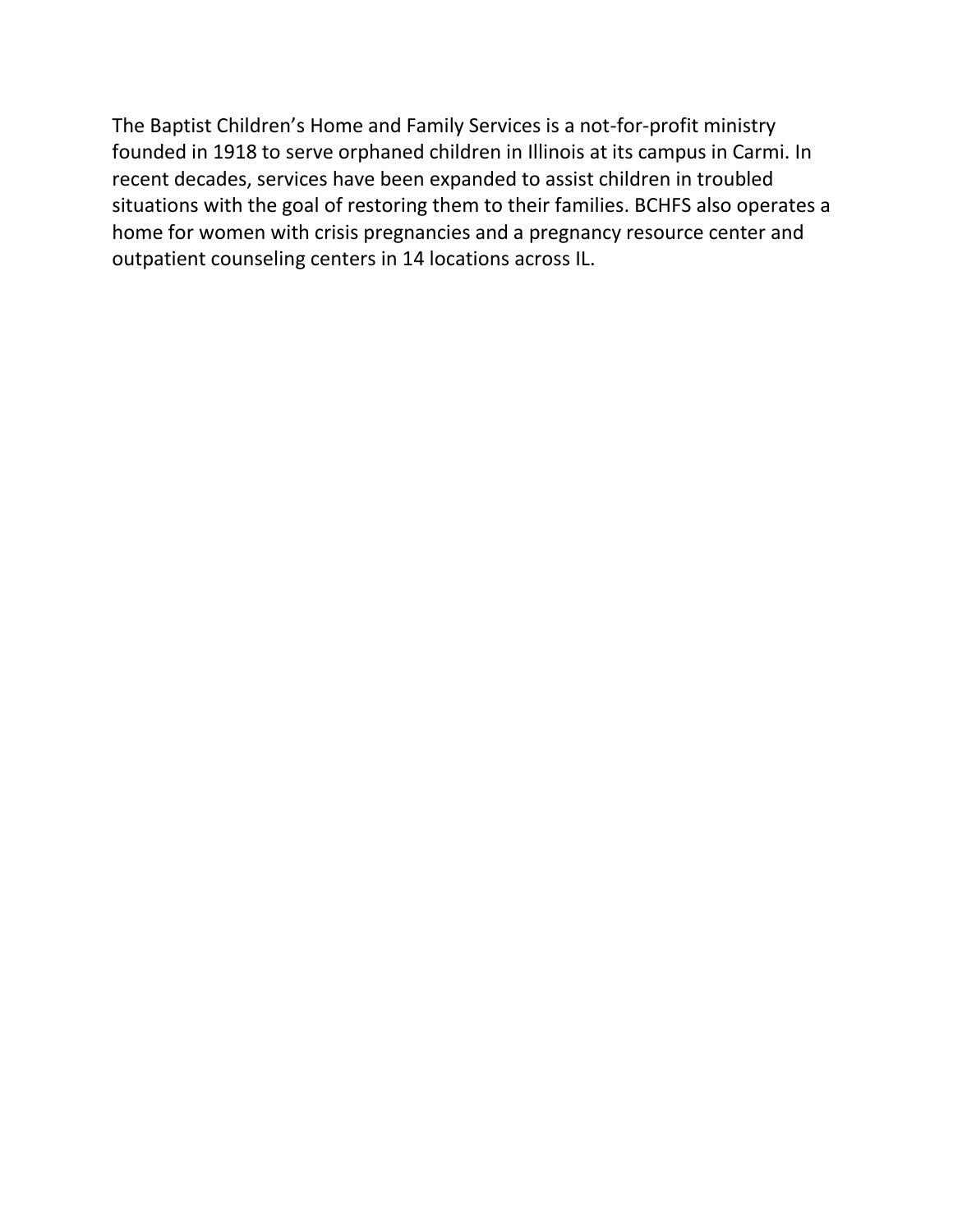The Baptist Children's Home and Family Services is a not-for-profit ministry founded in 1918 to serve orphaned children in Illinois at its campus in Carmi. In recent decades, services have been expanded to assist children in troubled situations with the goal of restoring them to their families. BCHFS also operates a home for women with crisis pregnancies and a pregnancy resource center and outpatient counseling centers in 14 locations across IL.